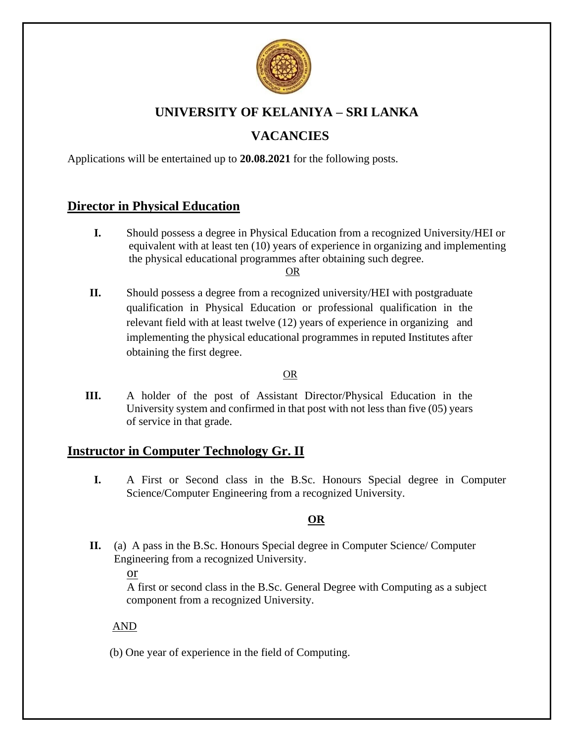# UNIVERSITY OF KELANIYA – SRI LANKA

## VACANCIES

Applications will be entertained up to **20.08.2021** for the following posts.

## Director in Physical Education

**I.** Should possess a degree in Physical Education from a recognized University/HEI or equivalent with at least ten (10) years of experience in organizing and implementing the physical educational programmes after obtaining such degree.

OR

**II.** Should possess a degree from a recognized university/HEI with postgraduate qualification in Physical Education or professional qualification in the relevant field with at least twelve (12) years of experience in organizing and implementing the physical educational programmes in reputed Institutes after obtaining the first degree.

OR

**III.** A holder of the post of Assistant Director/Physical Education in the University system and confirmed in that post with not less than five (05) years of service in that grade.

## Instructor in Computer Technology Gr. II

**I.** A First or Second class in the B.Sc. Honours Special degree in Computer Science/Computer Engineering from a recognized University.

**OR**

**II.** (a) A pass in the B.Sc. Honours Special degree in Computer Science/ Computer Engineering from a recognized University.

or

A first or second class in the B.Sc. General Degree with Computing as a subject component from a recognized University.

AND

(b) One year of experience in the field of Computing.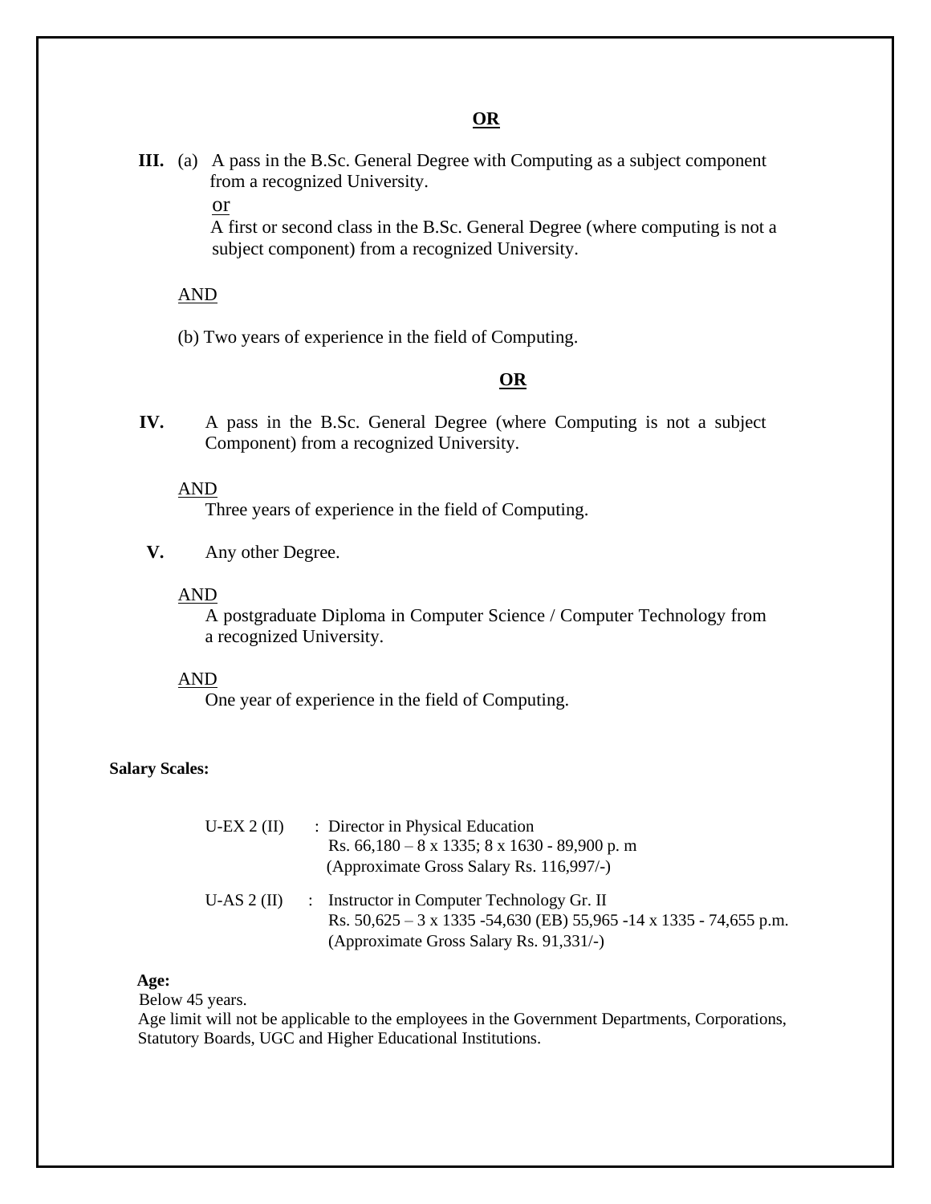**OR**

**III.** (a) A pass in the B.Sc. General Degree with Computing as a subject component from a recognized University.

or

A first or second class in the B.Sc. General Degree (where computing is not a subject component) from a recognized University.

AND

(b) Two years of experience in the field of Computing.

**OR**

**IV.** A pass in the B.Sc. General Degree (where Computing is not a subject Component) from a recognized University.

AND

Three years of experience in the field of Computing.

**V.** Any other Degree.

AND

A postgraduate Diploma in Computer Science / Computer Technology from a recognized University.

AND

One year of experience in the field of Computing.

**Salary Scales:**

U-EX 2 (II) : Director in Physical Education
Rs. 66,180 – 8 x 1335; 8 x 1630 - 89,900 p. m
(Approximate Gross Salary Rs. 116,997/-)

U-AS 2 (II) : Instructor in Computer Technology Gr. II
Rs. 50,625 – 3 x 1335 -54,630 (EB) 55,965 -14 x 1335 - 74,655 p.m.
(Approximate Gross Salary Rs. 91,331/-)

**Age:**

Below 45 years.
Age limit will not be applicable to the employees in the Government Departments, Corporations, Statutory Boards, UGC and Higher Educational Institutions.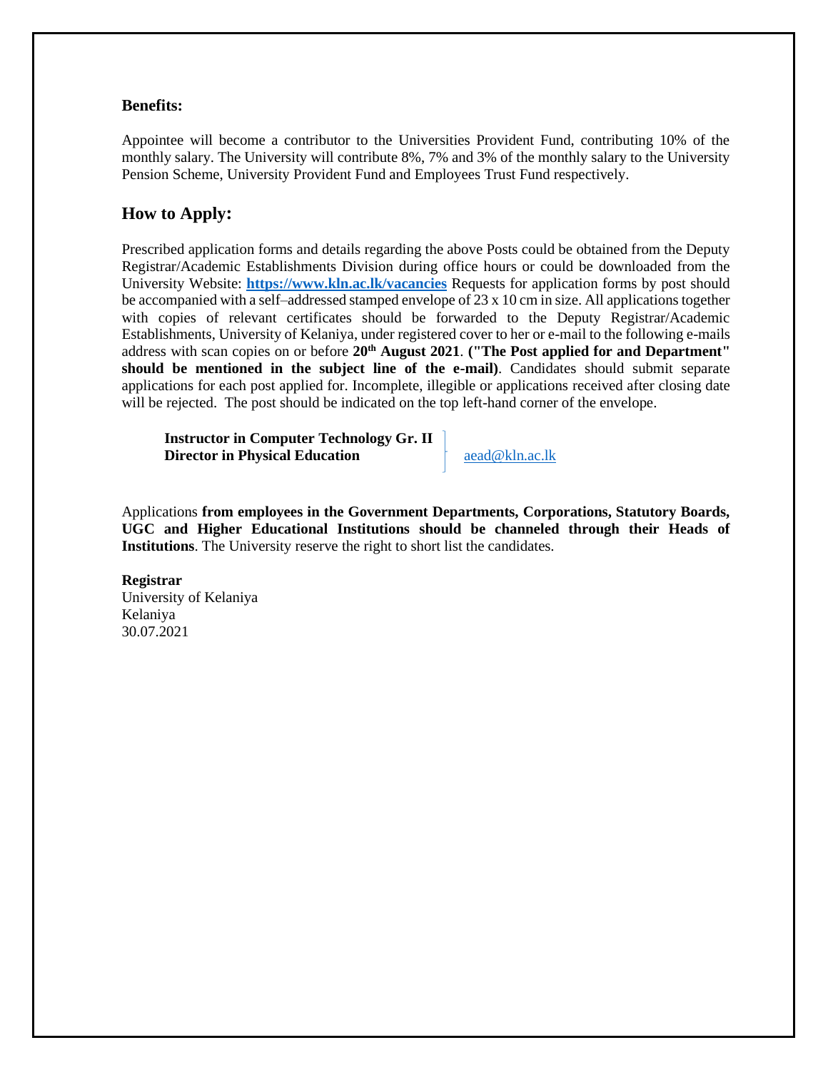**Benefits:**

Appointee will become a contributor to the Universities Provident Fund, contributing 10% of the monthly salary. The University will contribute 8%, 7% and 3% of the monthly salary to the University Pension Scheme, University Provident Fund and Employees Trust Fund respectively.

## How to Apply:

Prescribed application forms and details regarding the above Posts could be obtained from the Deputy Registrar/Academic Establishments Division during office hours or could be downloaded from the University Website: **https://www.kln.ac.lk/vacancies** Requests for application forms by post should be accompanied with a self–addressed stamped envelope of 23 x 10 cm in size. All applications together with copies of relevant certificates should be forwarded to the Deputy Registrar/Academic Establishments, University of Kelaniya, under registered cover to her or e-mail to the following e-mails address with scan copies on or before **20th August 2021**. **("The Post applied for and Department" should be mentioned in the subject line of the e-mail)**. Candidates should submit separate applications for each post applied for. Incomplete, illegible or applications received after closing date will be rejected. The post should be indicated on the top left-hand corner of the envelope.

| | |
|---|---|
| **Instructor in Computer Technology Gr. II** | aead@kln.ac.lk |
| **Director in Physical Education** | |

Applications **from employees in the Government Departments, Corporations, Statutory Boards, UGC and Higher Educational Institutions should be channeled through their Heads of Institutions**. The University reserve the right to short list the candidates.

**Registrar**
University of Kelaniya
Kelaniya
30.07.2021